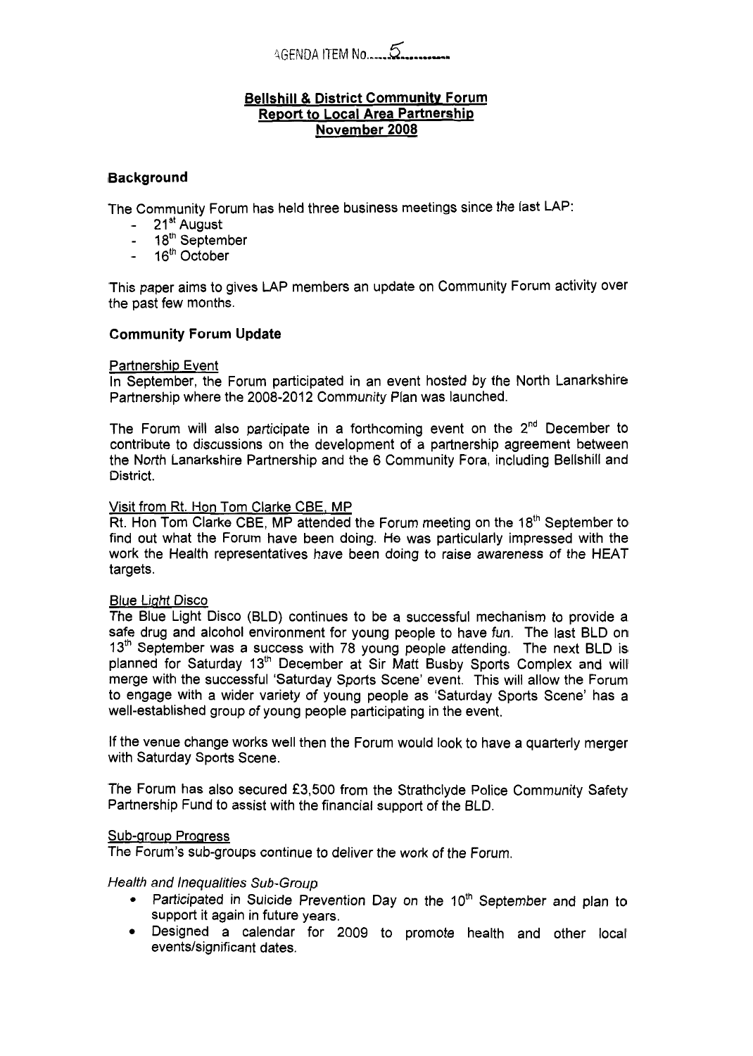AGENDA ITEM No. 5

**Bellshill & District Community Forum**
**Report to Local Area Partnership**
**November 2008**

## Background

The Community Forum has held three business meetings since the last LAP:

- 21st August
- 18th September
- 16th October

This paper aims to gives LAP members an update on Community Forum activity over the past few months.

## Community Forum Update

### Partnership Event

In September, the Forum participated in an event hosted by the North Lanarkshire Partnership where the 2008-2012 Community Plan was launched.

The Forum will also participate in a forthcoming event on the 2nd December to contribute to discussions on the development of a partnership agreement between the North Lanarkshire Partnership and the 6 Community Fora, including Bellshill and District.

### Visit from Rt. Hon Tom Clarke CBE, MP

Rt. Hon Tom Clarke CBE, MP attended the Forum meeting on the 18th September to find out what the Forum have been doing. He was particularly impressed with the work the Health representatives have been doing to raise awareness of the HEAT targets.

### Blue Light Disco

The Blue Light Disco (BLD) continues to be a successful mechanism to provide a safe drug and alcohol environment for young people to have fun. The last BLD on 13th September was a success with 78 young people attending. The next BLD is planned for Saturday 13th December at Sir Matt Busby Sports Complex and will merge with the successful 'Saturday Sports Scene' event. This will allow the Forum to engage with a wider variety of young people as 'Saturday Sports Scene' has a well-established group of young people participating in the event.

If the venue change works well then the Forum would look to have a quarterly merger with Saturday Sports Scene.

The Forum has also secured £3,500 from the Strathclyde Police Community Safety Partnership Fund to assist with the financial support of the BLD.

### Sub-group Progress

The Forum's sub-groups continue to deliver the work of the Forum.

*Health and Inequalities Sub-Group*

- Participated in Suicide Prevention Day on the 10th September and plan to support it again in future years.
- Designed a calendar for 2009 to promote health and other local events/significant dates.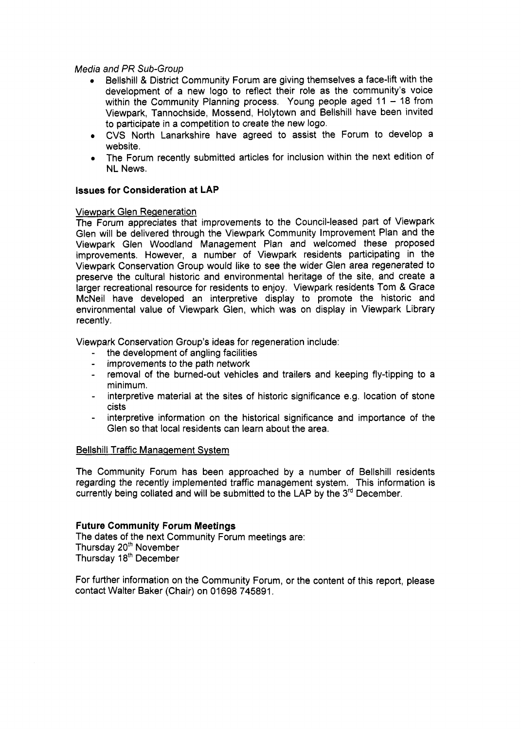*Media and PR Sub-Group*

- Bellshill & District Community Forum are giving themselves a face-lift with the development of a new logo to reflect their role as the community's voice within the Community Planning process. Young people aged 11 – 18 from Viewpark, Tannochside, Mossend, Holytown and Bellshill have been invited to participate in a competition to create the new logo.
- CVS North Lanarkshire have agreed to assist the Forum to develop a website.
- The Forum recently submitted articles for inclusion within the next edition of NL News.

**Issues for Consideration at LAP**

Viewpark Glen Regeneration

The Forum appreciates that improvements to the Council-leased part of Viewpark Glen will be delivered through the Viewpark Community Improvement Plan and the Viewpark Glen Woodland Management Plan and welcomed these proposed improvements. However, a number of Viewpark residents participating in the Viewpark Conservation Group would like to see the wider Glen area regenerated to preserve the cultural historic and environmental heritage of the site, and create a larger recreational resource for residents to enjoy. Viewpark residents Tom & Grace McNeil have developed an interpretive display to promote the historic and environmental value of Viewpark Glen, which was on display in Viewpark Library recently.

Viewpark Conservation Group's ideas for regeneration include:

- the development of angling facilities
- improvements to the path network
- removal of the burned-out vehicles and trailers and keeping fly-tipping to a minimum.
- interpretive material at the sites of historic significance e.g. location of stone cists
- interpretive information on the historical significance and importance of the Glen so that local residents can learn about the area.

Bellshill Traffic Management System

The Community Forum has been approached by a number of Bellshill residents regarding the recently implemented traffic management system. This information is currently being collated and will be submitted to the LAP by the 3rd December.

**Future Community Forum Meetings**

The dates of the next Community Forum meetings are:
Thursday 20th November
Thursday 18th December

For further information on the Community Forum, or the content of this report, please contact Walter Baker (Chair) on 01698 745891.